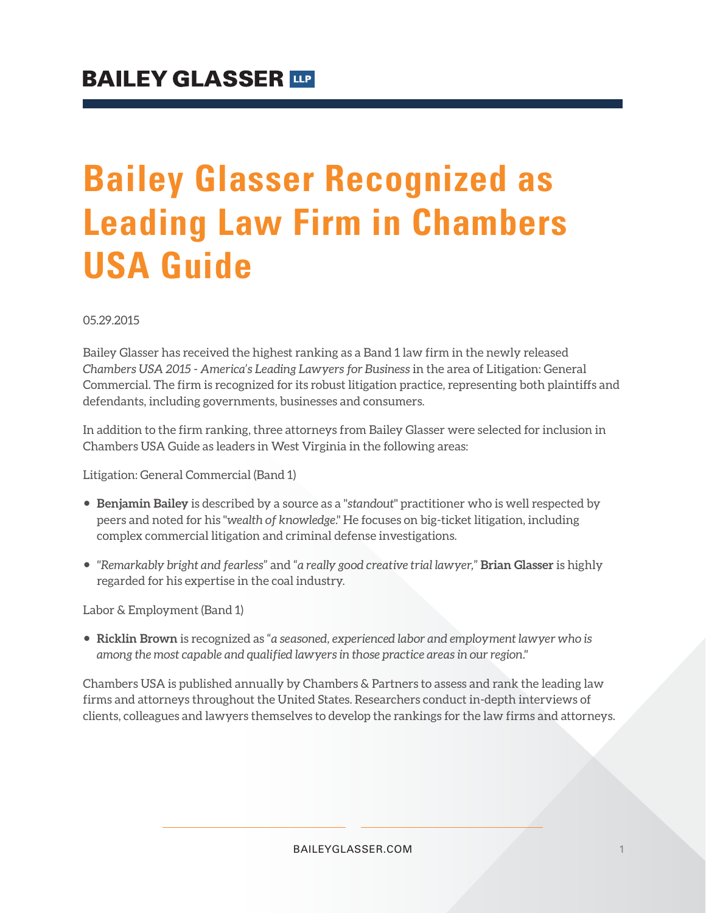BAILEY GLASSER LLP

# Bailey Glasser Recognized as Leading Law Firm in Chambers USA Guide

05.29.2015

Bailey Glasser has received the highest ranking as a Band 1 law firm in the newly released *Chambers USA 2015 - America's Leading Lawyers for Business* in the area of Litigation: General Commercial. The firm is recognized for its robust litigation practice, representing both plaintiffs and defendants, including governments, businesses and consumers.

In addition to the firm ranking, three attorneys from Bailey Glasser were selected for inclusion in Chambers USA Guide as leaders in West Virginia in the following areas:

Litigation: General Commercial (Band 1)

- **Benjamin Bailey** is described by a source as a "*standout*" practitioner who is well respected by peers and noted for his "*wealth of knowledge*." He focuses on big-ticket litigation, including complex commercial litigation and criminal defense investigations.
- "*Remarkably bright and fearless*" and "*a really good creative trial lawyer,*" **Brian Glasser** is highly regarded for his expertise in the coal industry.

Labor & Employment (Band 1)

- **Ricklin Brown** is recognized as "*a seasoned, experienced labor and employment lawyer who is among the most capable and qualified lawyers in those practice areas in our region*."

Chambers USA is published annually by Chambers & Partners to assess and rank the leading law firms and attorneys throughout the United States. Researchers conduct in-depth interviews of clients, colleagues and lawyers themselves to develop the rankings for the law firms and attorneys.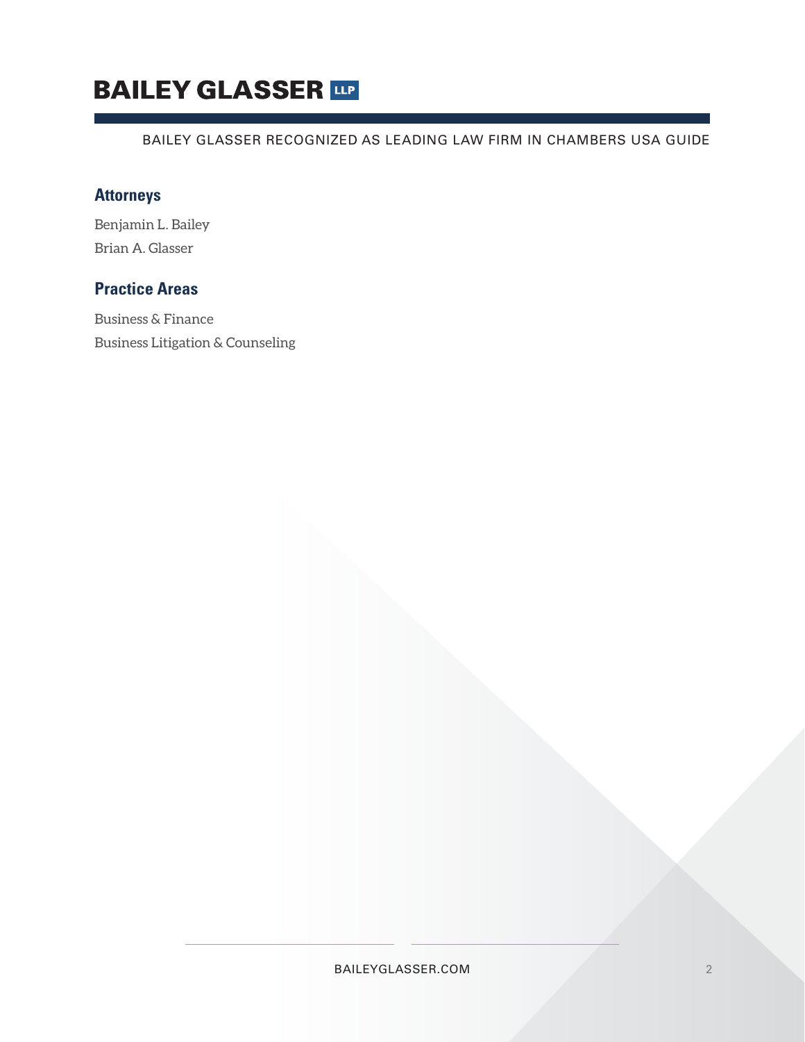## Attorneys

Benjamin L. Bailey

Brian A. Glasser

## Practice Areas

Business & Finance

Business Litigation & Counseling